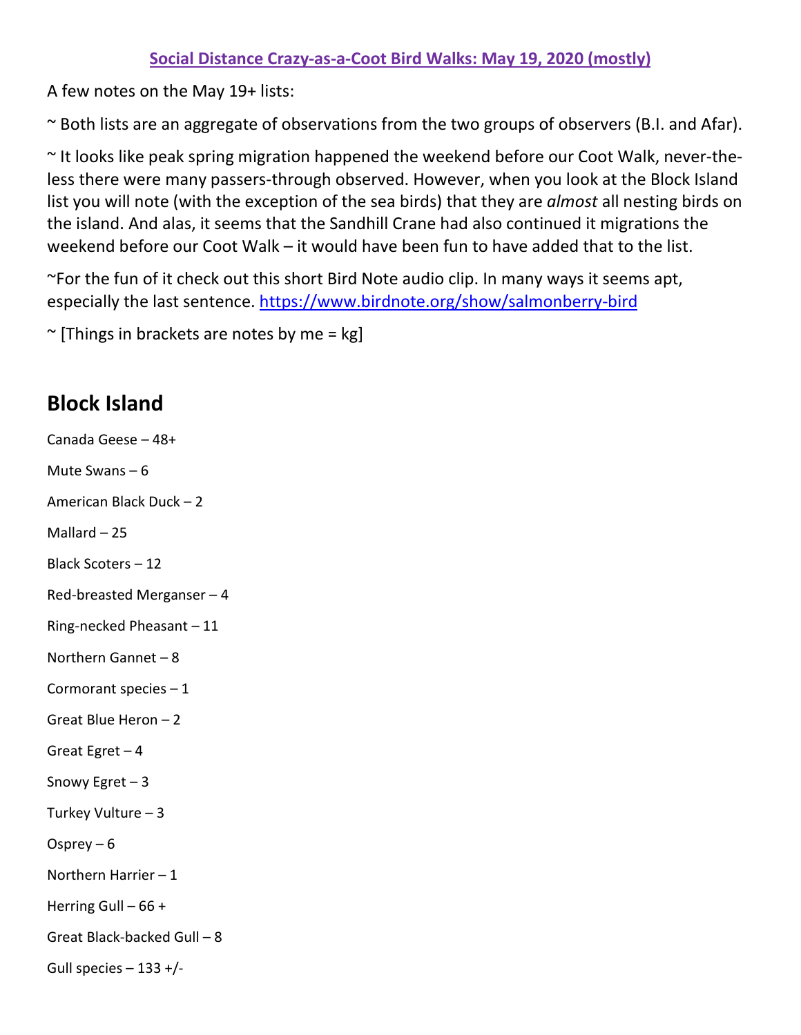**Social Distance Crazy-as-a-Coot Bird Walks: May 19, 2020 (mostly)**

A few notes on the May 19+ lists:

~ Both lists are an aggregate of observations from the two groups of observers (B.I. and Afar).

~ It looks like peak spring migration happened the weekend before our Coot Walk, never-the-less there were many passers-through observed. However, when you look at the Block Island list you will note (with the exception of the sea birds) that they are *almost* all nesting birds on the island. And alas, it seems that the Sandhill Crane had also continued it migrations the weekend before our Coot Walk – it would have been fun to have added that to the list.

~For the fun of it check out this short Bird Note audio clip. In many ways it seems apt, especially the last sentence. https://www.birdnote.org/show/salmonberry-bird

~ [Things in brackets are notes by me = kg]

## Block Island

Canada Geese – 48+

Mute Swans – 6

American Black Duck – 2

Mallard – 25

Black Scoters – 12

Red-breasted Merganser – 4

Ring-necked Pheasant – 11

Northern Gannet – 8

Cormorant species – 1

Great Blue Heron – 2

Great Egret – 4

Snowy Egret – 3

Turkey Vulture – 3

Osprey – 6

Northern Harrier – 1

Herring Gull – 66 +

Great Black-backed Gull – 8

Gull species – 133 +/-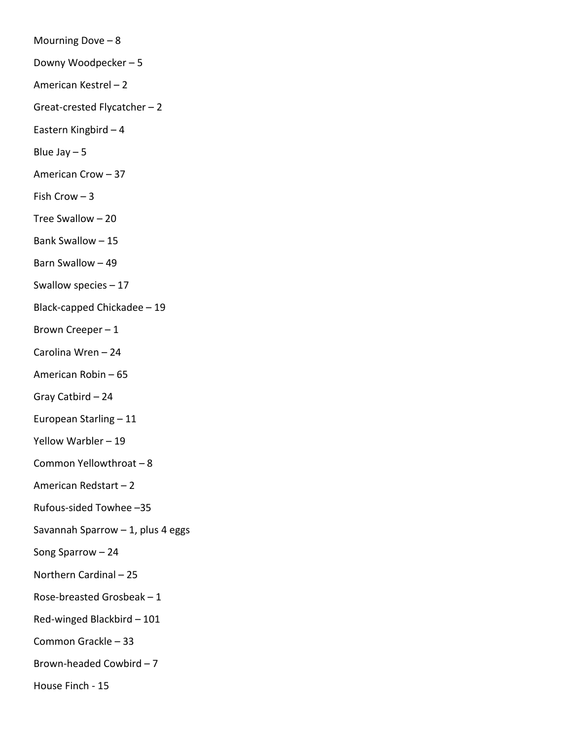Mourning Dove – 8

Downy Woodpecker – 5

American Kestrel – 2

Great-crested Flycatcher – 2

Eastern Kingbird – 4

Blue Jay – 5

American Crow – 37

Fish Crow – 3

Tree Swallow – 20

Bank Swallow – 15

Barn Swallow – 49

Swallow species – 17

Black-capped Chickadee – 19

Brown Creeper – 1

Carolina Wren – 24

American Robin – 65

Gray Catbird – 24

European Starling – 11

Yellow Warbler – 19

Common Yellowthroat – 8

American Redstart – 2

Rufous-sided Towhee –35

Savannah Sparrow – 1, plus 4 eggs

Song Sparrow – 24

Northern Cardinal – 25

Rose-breasted Grosbeak – 1

Red-winged Blackbird – 101

Common Grackle – 33

Brown-headed Cowbird – 7

House Finch - 15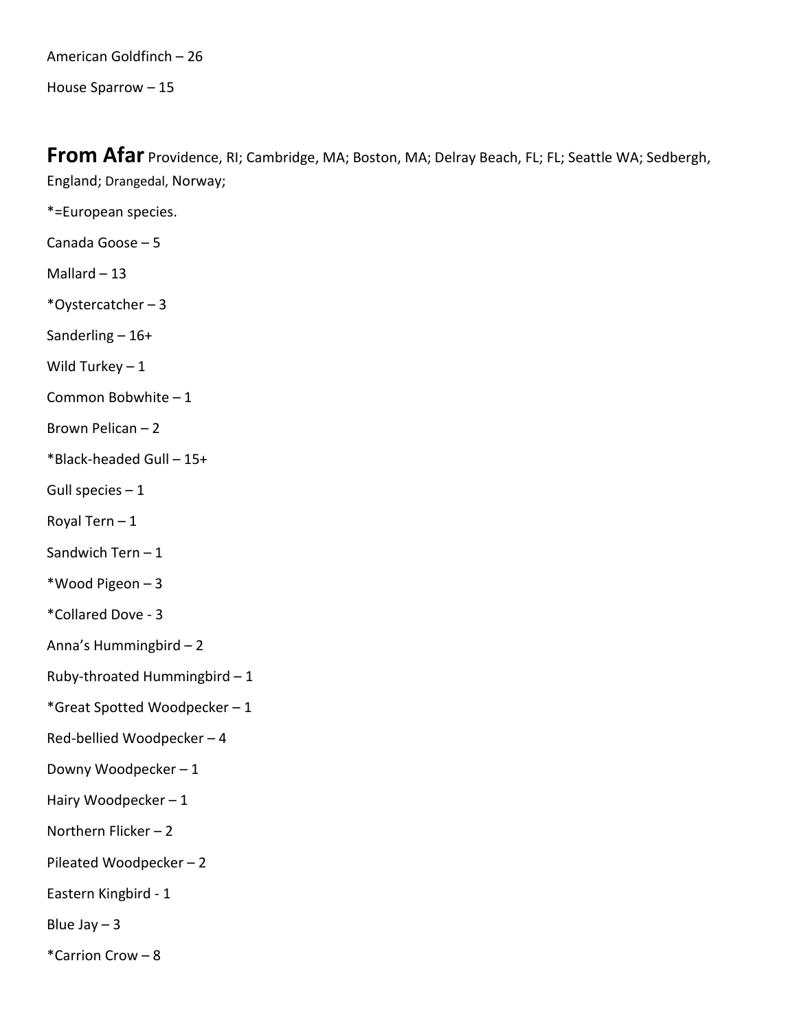American Goldfinch – 26

House Sparrow – 15

**From Afar** Providence, RI; Cambridge, MA; Boston, MA; Delray Beach, FL; FL; Seattle WA; Sedbergh, England; Drangedal, Norway;

*=European species.

Canada Goose – 5

Mallard – 13

*Oystercatcher – 3

Sanderling – 16+

Wild Turkey – 1

Common Bobwhite – 1

Brown Pelican – 2

*Black-headed Gull – 15+

Gull species – 1

Royal Tern – 1

Sandwich Tern – 1

*Wood Pigeon – 3

*Collared Dove - 3

Anna's Hummingbird – 2

Ruby-throated Hummingbird – 1

*Great Spotted Woodpecker – 1

Red-bellied Woodpecker – 4

Downy Woodpecker – 1

Hairy Woodpecker – 1

Northern Flicker – 2

Pileated Woodpecker – 2

Eastern Kingbird - 1

Blue Jay – 3

*Carrion Crow – 8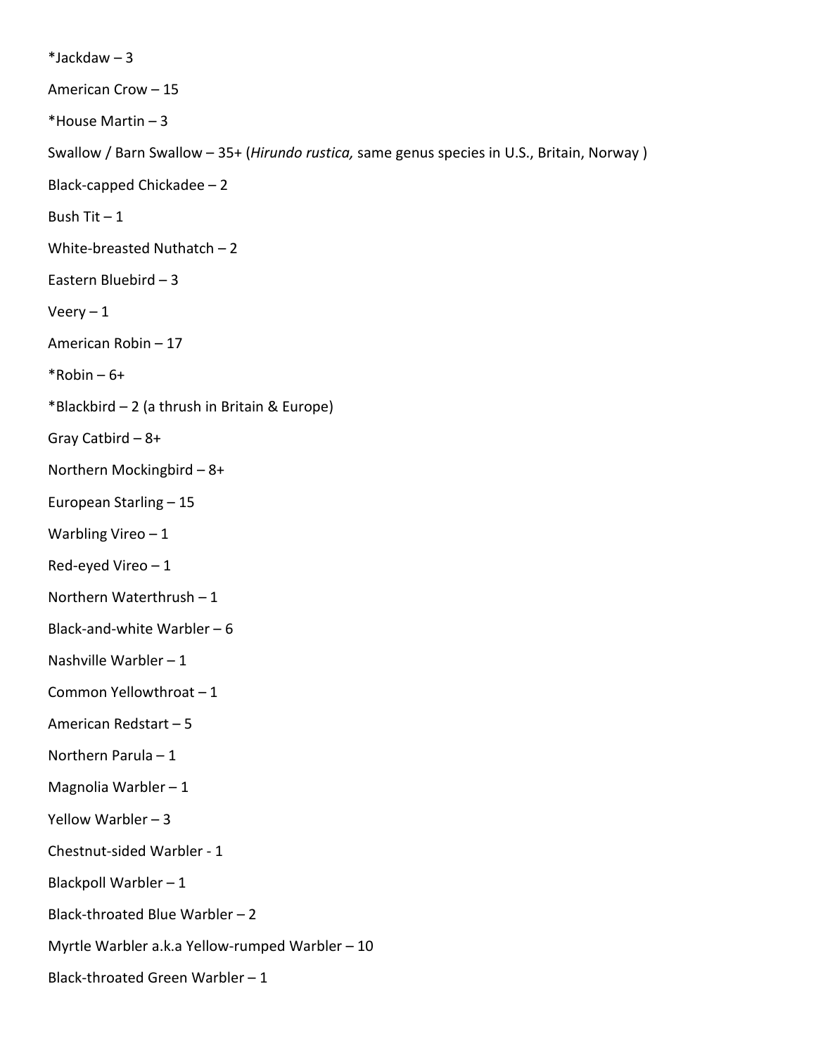*Jackdaw – 3

American Crow – 15

*House Martin – 3

Swallow / Barn Swallow – 35+ (*Hirundo rustica,* same genus species in U.S., Britain, Norway )

Black-capped Chickadee – 2

Bush Tit – 1

White-breasted Nuthatch – 2

Eastern Bluebird – 3

Veery – 1

American Robin – 17

*Robin – 6+

*Blackbird – 2 (a thrush in Britain & Europe)

Gray Catbird – 8+

Northern Mockingbird – 8+

European Starling – 15

Warbling Vireo – 1

Red-eyed Vireo – 1

Northern Waterthrush – 1

Black-and-white Warbler – 6

Nashville Warbler – 1

Common Yellowthroat – 1

American Redstart – 5

Northern Parula – 1

Magnolia Warbler – 1

Yellow Warbler – 3

Chestnut-sided Warbler - 1

Blackpoll Warbler – 1

Black-throated Blue Warbler – 2

Myrtle Warbler a.k.a Yellow-rumped Warbler – 10

Black-throated Green Warbler – 1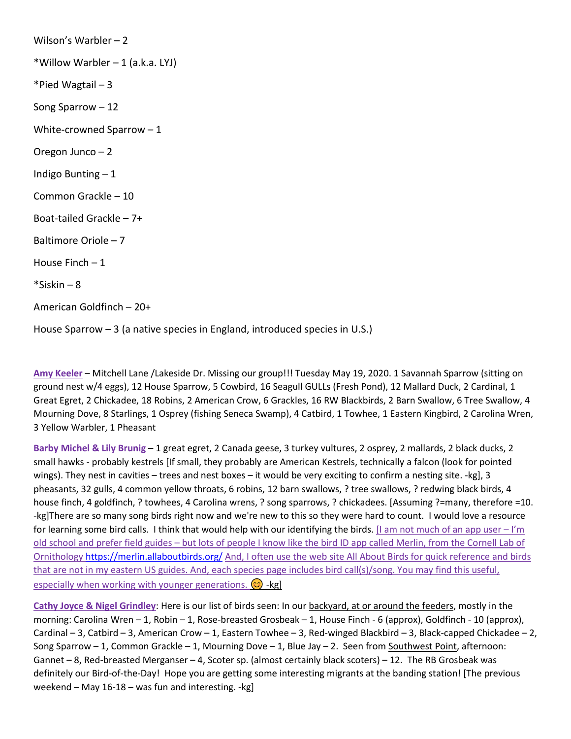Wilson's Warbler – 2

*Willow Warbler – 1 (a.k.a. LYJ)

*Pied Wagtail – 3

Song Sparrow – 12

White-crowned Sparrow – 1

Oregon Junco – 2

Indigo Bunting – 1

Common Grackle – 10

Boat-tailed Grackle – 7+

Baltimore Oriole – 7

House Finch – 1

*Siskin – 8

American Goldfinch – 20+

House Sparrow – 3 (a native species in England, introduced species in U.S.)

**Amy Keeler** – Mitchell Lane /Lakeside Dr. Missing our group!!! Tuesday May 19, 2020. 1 Savannah Sparrow (sitting on ground nest w/4 eggs), 12 House Sparrow, 5 Cowbird, 16 ~~Seagull~~ GULLs (Fresh Pond), 12 Mallard Duck, 2 Cardinal, 1 Great Egret, 2 Chickadee, 18 Robins, 2 American Crow, 6 Grackles, 16 RW Blackbirds, 2 Barn Swallow, 6 Tree Swallow, 4 Mourning Dove, 8 Starlings, 1 Osprey (fishing Seneca Swamp), 4 Catbird, 1 Towhee, 1 Eastern Kingbird, 2 Carolina Wren, 3 Yellow Warbler, 1 Pheasant

**Barby Michel & Lily Brunig** – 1 great egret, 2 Canada geese, 3 turkey vultures, 2 osprey, 2 mallards, 2 black ducks, 2 small hawks - probably kestrels [If small, they probably are American Kestrels, technically a falcon (look for pointed wings). They nest in cavities – trees and nest boxes – it would be very exciting to confirm a nesting site. -kg], 3 pheasants, 32 gulls, 4 common yellow throats, 6 robins, 12 barn swallows, ? tree swallows, ? redwing black birds, 4 house finch, 4 goldfinch, ? towhees, 4 Carolina wrens, ? song sparrows, ? chickadees. [Assuming ?=many, therefore =10. -kg]There are so many song birds right now and we're new to this so they were hard to count. I would love a resource for learning some bird calls. I think that would help with our identifying the birds. [I am not much of an app user – I'm old school and prefer field guides – but lots of people I know like the bird ID app called Merlin, from the Cornell Lab of Ornithology https://merlin.allaboutbirds.org/ And, I often use the web site All About Birds for quick reference and birds that are not in my eastern US guides. And, each species page includes bird call(s)/song. You may find this useful, especially when working with younger generations. 😊 -kg]

**Cathy Joyce & Nigel Grindley**: Here is our list of birds seen: In our backyard, at or around the feeders, mostly in the morning: Carolina Wren – 1, Robin – 1, Rose-breasted Grosbeak – 1, House Finch - 6 (approx), Goldfinch - 10 (approx), Cardinal – 3, Catbird – 3, American Crow – 1, Eastern Towhee – 3, Red-winged Blackbird – 3, Black-capped Chickadee – 2, Song Sparrow – 1, Common Grackle – 1, Mourning Dove – 1, Blue Jay – 2. Seen from Southwest Point, afternoon: Gannet – 8, Red-breasted Merganser – 4, Scoter sp. (almost certainly black scoters) – 12. The RB Grosbeak was definitely our Bird-of-the-Day! Hope you are getting some interesting migrants at the banding station! [The previous weekend – May 16-18 – was fun and interesting. -kg]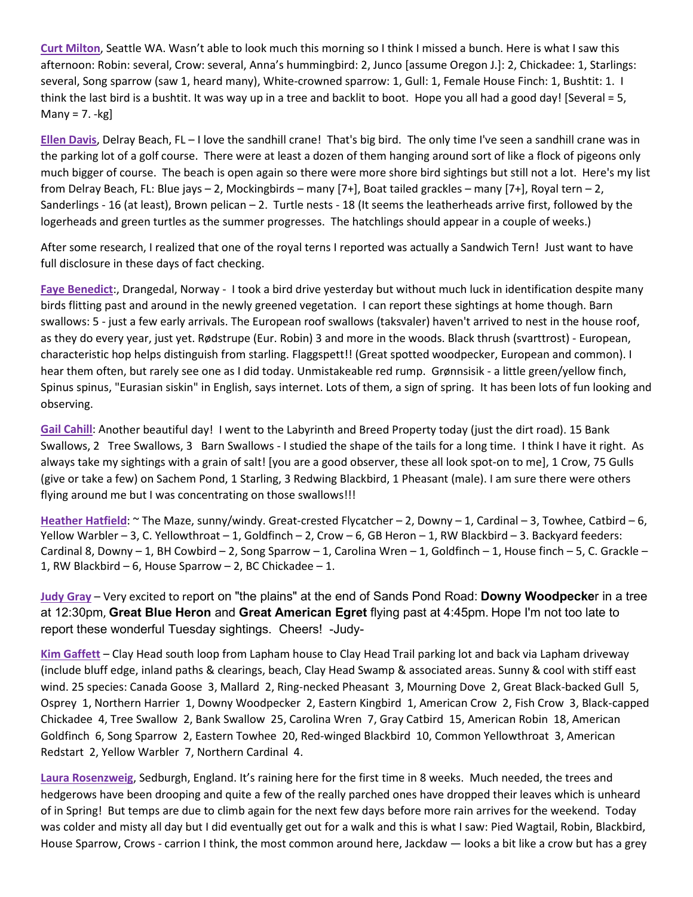**Curt Milton**, Seattle WA. Wasn't able to look much this morning so I think I missed a bunch. Here is what I saw this afternoon: Robin: several, Crow: several, Anna's hummingbird: 2, Junco [assume Oregon J.]: 2, Chickadee: 1, Starlings: several, Song sparrow (saw 1, heard many), White-crowned sparrow: 1, Gull: 1, Female House Finch: 1, Bushtit: 1. I think the last bird is a bushtit. It was way up in a tree and backlit to boot. Hope you all had a good day! [Several = 5, Many = 7. -kg]

**Ellen Davis**, Delray Beach, FL – I love the sandhill crane! That's big bird. The only time I've seen a sandhill crane was in the parking lot of a golf course. There were at least a dozen of them hanging around sort of like a flock of pigeons only much bigger of course. The beach is open again so there were more shore bird sightings but still not a lot. Here's my list from Delray Beach, FL: Blue jays – 2, Mockingbirds – many [7+], Boat tailed grackles – many [7+], Royal tern – 2, Sanderlings - 16 (at least), Brown pelican – 2. Turtle nests - 18 (It seems the leatherheads arrive first, followed by the logerheads and green turtles as the summer progresses. The hatchlings should appear in a couple of weeks.)

After some research, I realized that one of the royal terns I reported was actually a Sandwich Tern! Just want to have full disclosure in these days of fact checking.

**Faye Benedict**:, Drangedal, Norway - I took a bird drive yesterday but without much luck in identification despite many birds flitting past and around in the newly greened vegetation. I can report these sightings at home though. Barn swallows: 5 - just a few early arrivals. The European roof swallows (taksvaler) haven't arrived to nest in the house roof, as they do every year, just yet. Rødstrupe (Eur. Robin) 3 and more in the woods. Black thrush (svarttrost) - European, characteristic hop helps distinguish from starling. Flaggspett!! (Great spotted woodpecker, European and common). I hear them often, but rarely see one as I did today. Unmistakeable red rump. Grønnsisik - a little green/yellow finch, Spinus spinus, "Eurasian siskin" in English, says internet. Lots of them, a sign of spring. It has been lots of fun looking and observing.

**Gail Cahill**: Another beautiful day! I went to the Labyrinth and Breed Property today (just the dirt road). 15 Bank Swallows, 2 Tree Swallows, 3 Barn Swallows - I studied the shape of the tails for a long time. I think I have it right. As always take my sightings with a grain of salt! [you are a good observer, these all look spot-on to me], 1 Crow, 75 Gulls (give or take a few) on Sachem Pond, 1 Starling, 3 Redwing Blackbird, 1 Pheasant (male). I am sure there were others flying around me but I was concentrating on those swallows!!!

**Heather Hatfield**: ~ The Maze, sunny/windy. Great-crested Flycatcher – 2, Downy – 1, Cardinal – 3, Towhee, Catbird – 6, Yellow Warbler – 3, C. Yellowthroat – 1, Goldfinch – 2, Crow – 6, GB Heron – 1, RW Blackbird – 3. Backyard feeders: Cardinal 8, Downy – 1, BH Cowbird – 2, Song Sparrow – 1, Carolina Wren – 1, Goldfinch – 1, House finch – 5, C. Grackle – 1, RW Blackbird – 6, House Sparrow – 2, BC Chickadee – 1.

**Judy Gray** – Very excited to report on "the plains" at the end of Sands Pond Road: **Downy Woodpecke**r in a tree at 12:30pm, **Great Blue Heron** and **Great American Egret** flying past at 4:45pm. Hope I'm not too late to report these wonderful Tuesday sightings. Cheers! -Judy-

**Kim Gaffett** – Clay Head south loop from Lapham house to Clay Head Trail parking lot and back via Lapham driveway (include bluff edge, inland paths & clearings, beach, Clay Head Swamp & associated areas. Sunny & cool with stiff east wind. 25 species: Canada Goose 3, Mallard 2, Ring-necked Pheasant 3, Mourning Dove 2, Great Black-backed Gull 5, Osprey 1, Northern Harrier 1, Downy Woodpecker 2, Eastern Kingbird 1, American Crow 2, Fish Crow 3, Black-capped Chickadee 4, Tree Swallow 2, Bank Swallow 25, Carolina Wren 7, Gray Catbird 15, American Robin 18, American Goldfinch 6, Song Sparrow 2, Eastern Towhee 20, Red-winged Blackbird 10, Common Yellowthroat 3, American Redstart 2, Yellow Warbler 7, Northern Cardinal 4.

**Laura Rosenzweig**, Sedburgh, England. It's raining here for the first time in 8 weeks. Much needed, the trees and hedgerows have been drooping and quite a few of the really parched ones have dropped their leaves which is unheard of in Spring! But temps are due to climb again for the next few days before more rain arrives for the weekend. Today was colder and misty all day but I did eventually get out for a walk and this is what I saw: Pied Wagtail, Robin, Blackbird, House Sparrow, Crows - carrion I think, the most common around here, Jackdaw — looks a bit like a crow but has a grey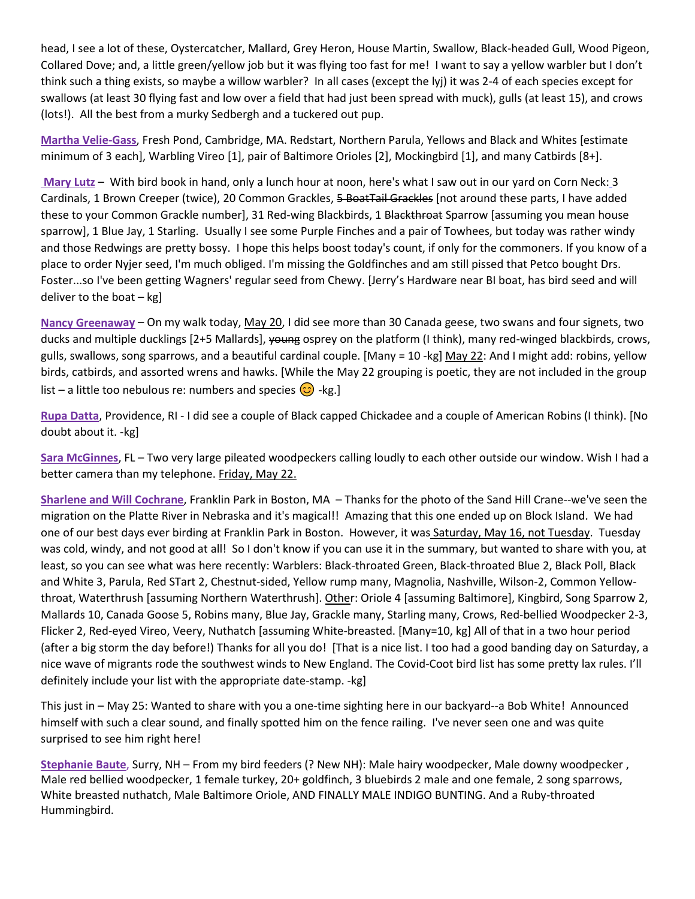head, I see a lot of these, Oystercatcher, Mallard, Grey Heron, House Martin, Swallow, Black-headed Gull, Wood Pigeon, Collared Dove; and, a little green/yellow job but it was flying too fast for me! I want to say a yellow warbler but I don't think such a thing exists, so maybe a willow warbler? In all cases (except the lyj) it was 2-4 of each species except for swallows (at least 30 flying fast and low over a field that had just been spread with muck), gulls (at least 15), and crows (lots!). All the best from a murky Sedbergh and a tuckered out pup.

**Martha Velie-Gass**, Fresh Pond, Cambridge, MA. Redstart, Northern Parula, Yellows and Black and Whites [estimate minimum of 3 each], Warbling Vireo [1], pair of Baltimore Orioles [2], Mockingbird [1], and many Catbirds [8+].

**Mary Lutz** – With bird book in hand, only a lunch hour at noon, here's what I saw out in our yard on Corn Neck: 3 Cardinals, 1 Brown Creeper (twice), 20 Common Grackles, ~~5 BoatTail Grackles~~ [not around these parts, I have added these to your Common Grackle number], 31 Red-wing Blackbirds, 1 ~~Blackthroat~~ Sparrow [assuming you mean house sparrow], 1 Blue Jay, 1 Starling. Usually I see some Purple Finches and a pair of Towhees, but today was rather windy and those Redwings are pretty bossy. I hope this helps boost today's count, if only for the commoners. If you know of a place to order Nyjer seed, I'm much obliged. I'm missing the Goldfinches and am still pissed that Petco bought Drs. Foster...so I've been getting Wagners' regular seed from Chewy. [Jerry's Hardware near BI boat, has bird seed and will deliver to the boat – kg]

**Nancy Greenaway** – On my walk today, May 20, I did see more than 30 Canada geese, two swans and four signets, two ducks and multiple ducklings [2+5 Mallards], ~~young~~ osprey on the platform (I think), many red-winged blackbirds, crows, gulls, swallows, song sparrows, and a beautiful cardinal couple. [Many = 10 -kg] May 22: And I might add: robins, yellow birds, catbirds, and assorted wrens and hawks. [While the May 22 grouping is poetic, they are not included in the group list – a little too nebulous re: numbers and species 😊 -kg.]

**Rupa Datta**, Providence, RI - I did see a couple of Black capped Chickadee and a couple of American Robins (I think). [No doubt about it. -kg]

**Sara McGinnes**, FL – Two very large pileated woodpeckers calling loudly to each other outside our window. Wish I had a better camera than my telephone. Friday, May 22.

**Sharlene and Will Cochrane**, Franklin Park in Boston, MA – Thanks for the photo of the Sand Hill Crane--we've seen the migration on the Platte River in Nebraska and it's magical!! Amazing that this one ended up on Block Island. We had one of our best days ever birding at Franklin Park in Boston. However, it was Saturday, May 16, not Tuesday. Tuesday was cold, windy, and not good at all! So I don't know if you can use it in the summary, but wanted to share with you, at least, so you can see what was here recently: Warblers: Black-throated Green, Black-throated Blue 2, Black Poll, Black and White 3, Parula, Red STart 2, Chestnut-sided, Yellow rump many, Magnolia, Nashville, Wilson-2, Common Yellow-throat, Waterthrush [assuming Northern Waterthrush]. Other: Oriole 4 [assuming Baltimore], Kingbird, Song Sparrow 2, Mallards 10, Canada Goose 5, Robins many, Blue Jay, Grackle many, Starling many, Crows, Red-bellied Woodpecker 2-3, Flicker 2, Red-eyed Vireo, Veery, Nuthatch [assuming White-breasted. [Many=10, kg] All of that in a two hour period (after a big storm the day before!) Thanks for all you do! [That is a nice list. I too had a good banding day on Saturday, a nice wave of migrants rode the southwest winds to New England. The Covid-Coot bird list has some pretty lax rules. I'll definitely include your list with the appropriate date-stamp. -kg]

This just in – May 25: Wanted to share with you a one-time sighting here in our backyard--a Bob White! Announced himself with such a clear sound, and finally spotted him on the fence railing. I've never seen one and was quite surprised to see him right here!

**Stephanie Baute**, Surry, NH – From my bird feeders (? New NH): Male hairy woodpecker, Male downy woodpecker , Male red bellied woodpecker, 1 female turkey, 20+ goldfinch, 3 bluebirds 2 male and one female, 2 song sparrows, White breasted nuthatch, Male Baltimore Oriole, AND FINALLY MALE INDIGO BUNTING. And a Ruby-throated Hummingbird.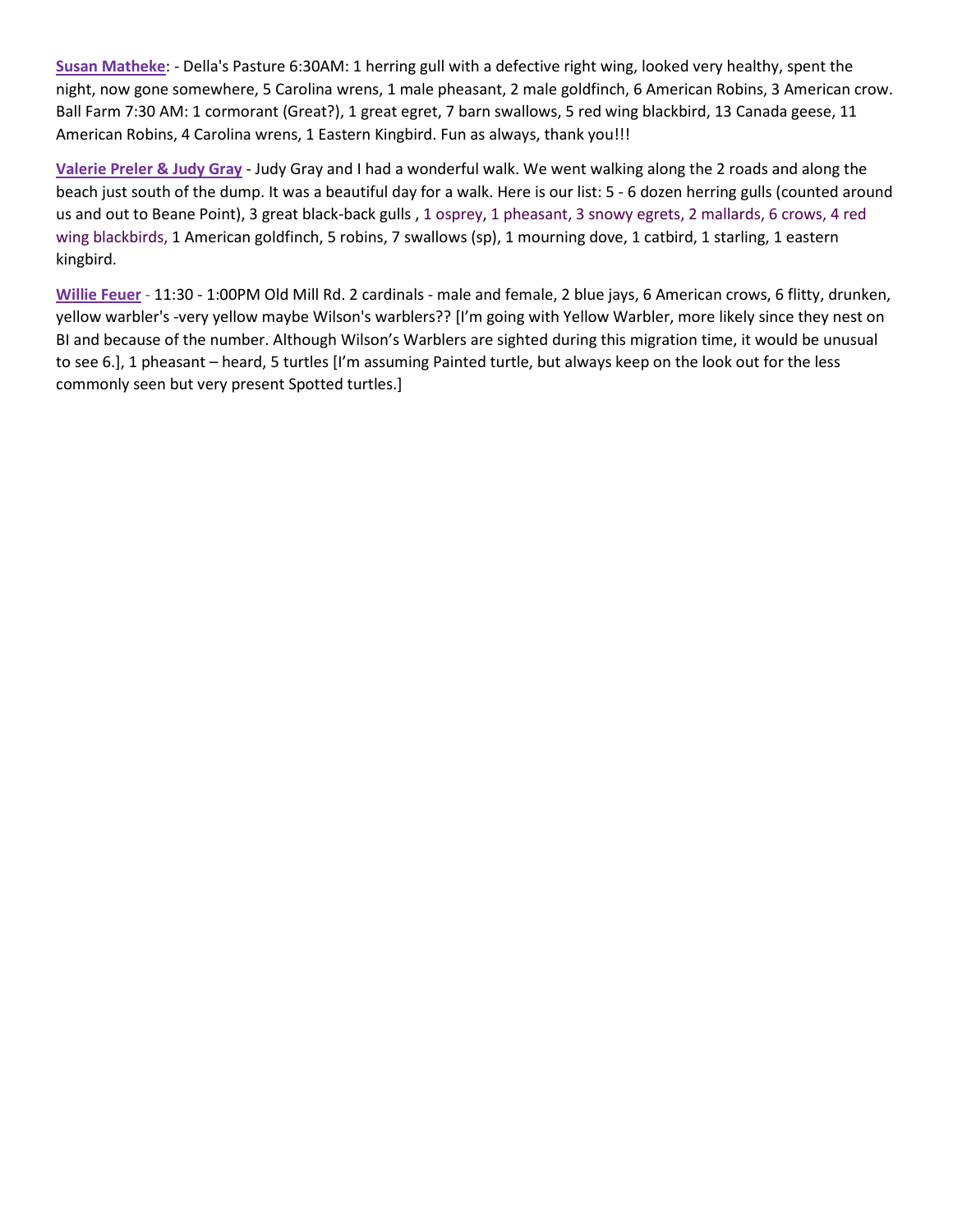**Susan Matheke**: - Della's Pasture 6:30AM: 1 herring gull with a defective right wing, looked very healthy, spent the night, now gone somewhere, 5 Carolina wrens, 1 male pheasant, 2 male goldfinch, 6 American Robins, 3 American crow. Ball Farm 7:30 AM: 1 cormorant (Great?), 1 great egret, 7 barn swallows, 5 red wing blackbird, 13 Canada geese, 11 American Robins, 4 Carolina wrens, 1 Eastern Kingbird. Fun as always, thank you!!!

**Valerie Preler & Judy Gray** - Judy Gray and I had a wonderful walk. We went walking along the 2 roads and along the beach just south of the dump. It was a beautiful day for a walk. Here is our list: 5 - 6 dozen herring gulls (counted around us and out to Beane Point), 3 great black-back gulls , 1 osprey, 1 pheasant, 3 snowy egrets, 2 mallards, 6 crows, 4 red wing blackbirds, 1 American goldfinch, 5 robins, 7 swallows (sp), 1 mourning dove, 1 catbird, 1 starling, 1 eastern kingbird.

**Willie Feuer** - 11:30 - 1:00PM Old Mill Rd. 2 cardinals - male and female, 2 blue jays, 6 American crows, 6 flitty, drunken, yellow warbler's -very yellow maybe Wilson's warblers?? [I'm going with Yellow Warbler, more likely since they nest on BI and because of the number. Although Wilson's Warblers are sighted during this migration time, it would be unusual to see 6.], 1 pheasant – heard, 5 turtles [I'm assuming Painted turtle, but always keep on the look out for the less commonly seen but very present Spotted turtles.]